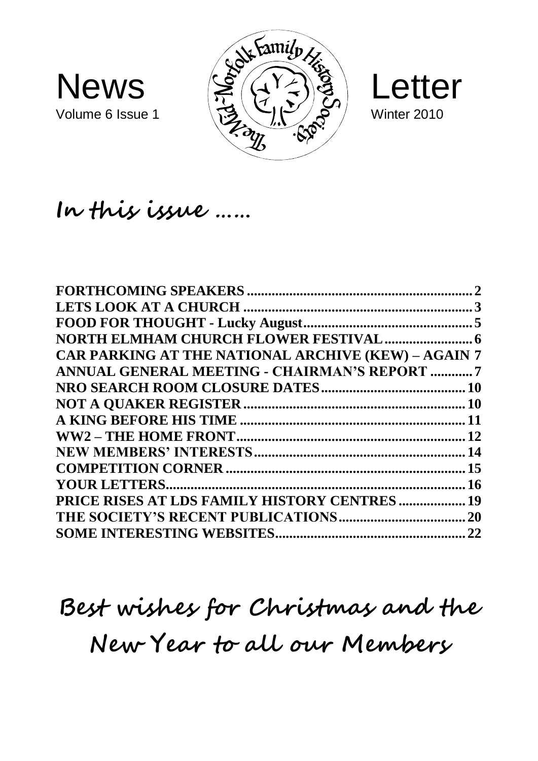# News Letter

Volume 6 Issue 1 — Winter 2010

The Mid-Norfolk Family History Society

## In this issue ……

| | |
|---|---|
| FORTHCOMING SPEAKERS | 2 |
| LETS LOOK AT A CHURCH | 3 |
| FOOD FOR THOUGHT - Lucky August | 5 |
| NORTH ELMHAM CHURCH FLOWER FESTIVAL | 6 |
| CAR PARKING AT THE NATIONAL ARCHIVE (KEW) – AGAIN | 7 |
| ANNUAL GENERAL MEETING - CHAIRMAN'S REPORT | 7 |
| NRO SEARCH ROOM CLOSURE DATES | 10 |
| NOT A QUAKER REGISTER | 10 |
| A KING BEFORE HIS TIME | 11 |
| WW2 – THE HOME FRONT | 12 |
| NEW MEMBERS' INTERESTS | 14 |
| COMPETITION CORNER | 15 |
| YOUR LETTERS | 16 |
| PRICE RISES AT LDS FAMILY HISTORY CENTRES | 19 |
| THE SOCIETY'S RECENT PUBLICATIONS | 20 |
| SOME INTERESTING WEBSITES | 22 |

**Best wishes for Christmas and the New Year to all our Members**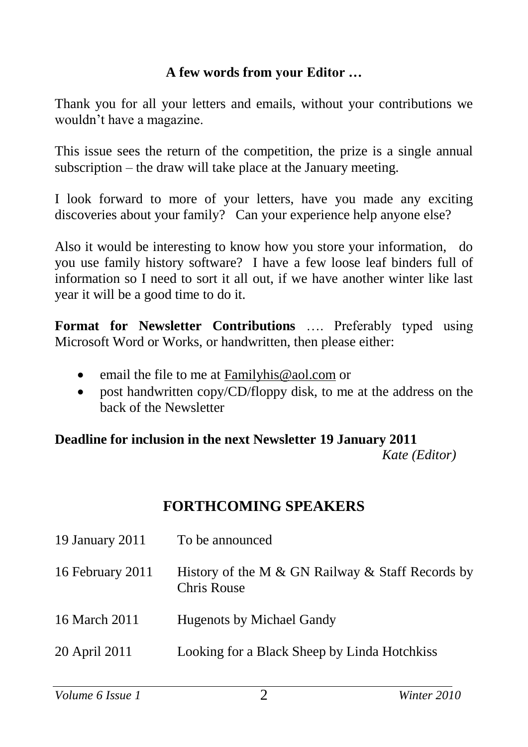## A few words from your Editor …

Thank you for all your letters and emails, without your contributions we wouldn't have a magazine.

This issue sees the return of the competition, the prize is a single annual subscription – the draw will take place at the January meeting.

I look forward to more of your letters, have you made any exciting discoveries about your family? Can your experience help anyone else?

Also it would be interesting to know how you store your information, do you use family history software? I have a few loose leaf binders full of information so I need to sort it all out, if we have another winter like last year it will be a good time to do it.

**Format for Newsletter Contributions** …. Preferably typed using Microsoft Word or Works, or handwritten, then please either:

- email the file to me at Familyhis@aol.com or
- post handwritten copy/CD/floppy disk, to me at the address on the back of the Newsletter

**Deadline for inclusion in the next Newsletter 19 January 2011**

*Kate (Editor)*

## FORTHCOMING SPEAKERS

| | |
|---|---|
| 19 January 2011 | To be announced |
| 16 February 2011 | History of the M & GN Railway & Staff Records by Chris Rouse |
| 16 March 2011 | Hugenots by Michael Gandy |
| 20 April 2011 | Looking for a Black Sheep by Linda Hotchkiss |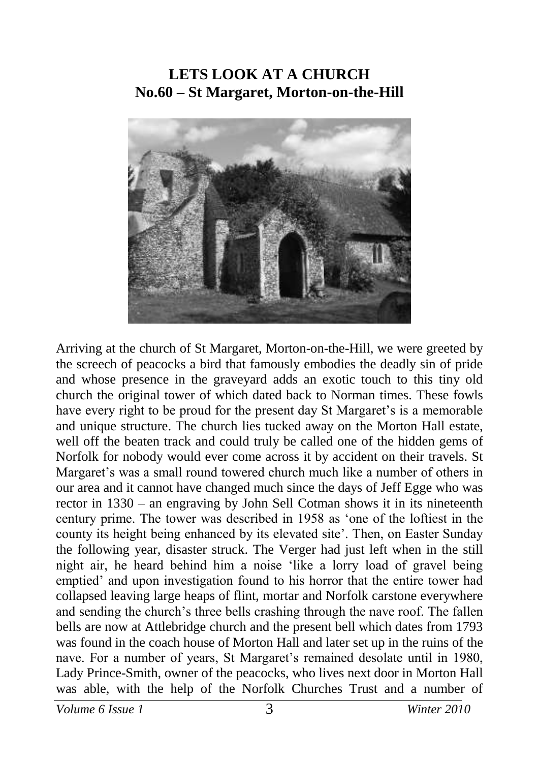# LETS LOOK AT A CHURCH
## No.60 – St Margaret, Morton-on-the-Hill

Arriving at the church of St Margaret, Morton-on-the-Hill, we were greeted by the screech of peacocks a bird that famously embodies the deadly sin of pride and whose presence in the graveyard adds an exotic touch to this tiny old church the original tower of which dated back to Norman times. These fowls have every right to be proud for the present day St Margaret's is a memorable and unique structure. The church lies tucked away on the Morton Hall estate, well off the beaten track and could truly be called one of the hidden gems of Norfolk for nobody would ever come across it by accident on their travels. St Margaret's was a small round towered church much like a number of others in our area and it cannot have changed much since the days of Jeff Egge who was rector in 1330 – an engraving by John Sell Cotman shows it in its nineteenth century prime. The tower was described in 1958 as 'one of the loftiest in the county its height being enhanced by its elevated site'. Then, on Easter Sunday the following year, disaster struck. The Verger had just left when in the still night air, he heard behind him a noise 'like a lorry load of gravel being emptied' and upon investigation found to his horror that the entire tower had collapsed leaving large heaps of flint, mortar and Norfolk carstone everywhere and sending the church's three bells crashing through the nave roof. The fallen bells are now at Attlebridge church and the present bell which dates from 1793 was found in the coach house of Morton Hall and later set up in the ruins of the nave. For a number of years, St Margaret's remained desolate until in 1980, Lady Prince-Smith, owner of the peacocks, who lives next door in Morton Hall was able, with the help of the Norfolk Churches Trust and a number of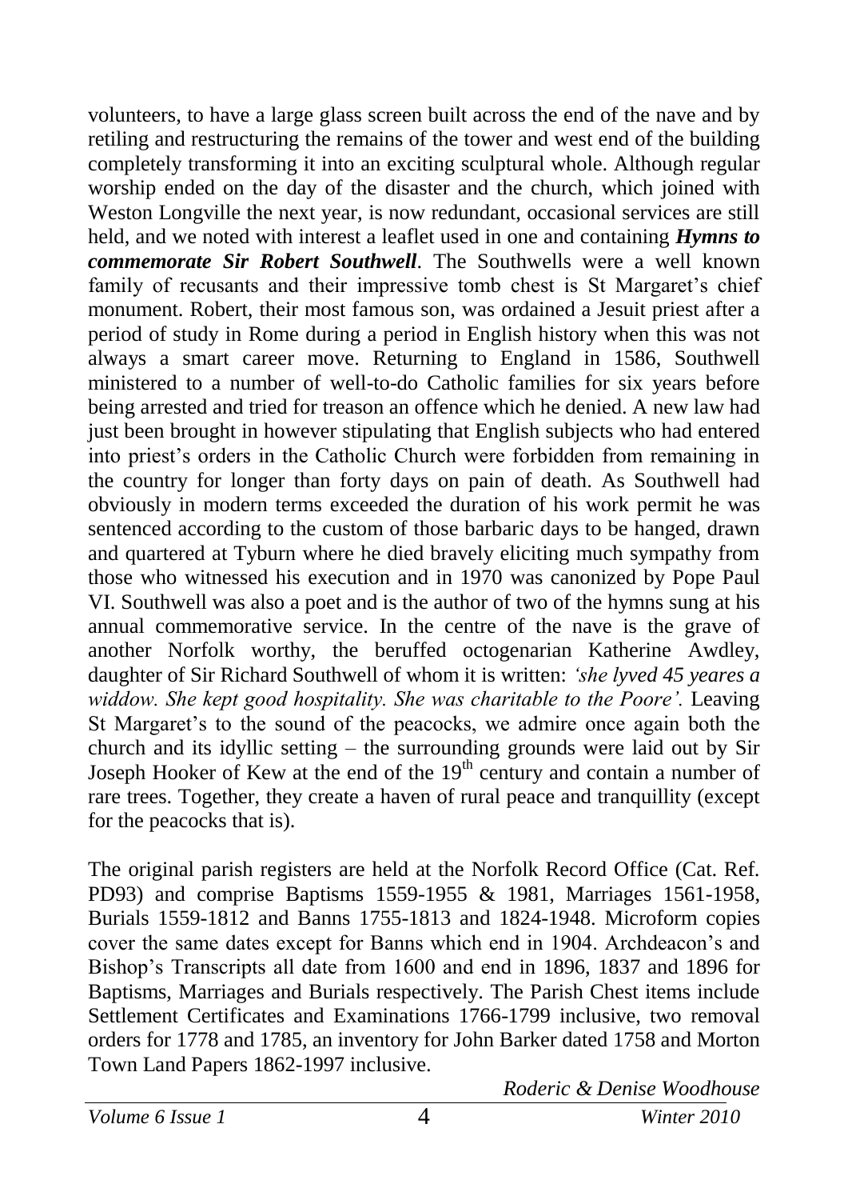volunteers, to have a large glass screen built across the end of the nave and by retiling and restructuring the remains of the tower and west end of the building completely transforming it into an exciting sculptural whole. Although regular worship ended on the day of the disaster and the church, which joined with Weston Longville the next year, is now redundant, occasional services are still held, and we noted with interest a leaflet used in one and containing ***Hymns to commemorate Sir Robert Southwell***. The Southwells were a well known family of recusants and their impressive tomb chest is St Margaret's chief monument. Robert, their most famous son, was ordained a Jesuit priest after a period of study in Rome during a period in English history when this was not always a smart career move. Returning to England in 1586, Southwell ministered to a number of well-to-do Catholic families for six years before being arrested and tried for treason an offence which he denied. A new law had just been brought in however stipulating that English subjects who had entered into priest's orders in the Catholic Church were forbidden from remaining in the country for longer than forty days on pain of death. As Southwell had obviously in modern terms exceeded the duration of his work permit he was sentenced according to the custom of those barbaric days to be hanged, drawn and quartered at Tyburn where he died bravely eliciting much sympathy from those who witnessed his execution and in 1970 was canonized by Pope Paul VI. Southwell was also a poet and is the author of two of the hymns sung at his annual commemorative service. In the centre of the nave is the grave of another Norfolk worthy, the beruffed octogenarian Katherine Awdley, daughter of Sir Richard Southwell of whom it is written: *'she lyved 45 yeares a widdow. She kept good hospitality. She was charitable to the Poore'.* Leaving St Margaret's to the sound of the peacocks, we admire once again both the church and its idyllic setting – the surrounding grounds were laid out by Sir Joseph Hooker of Kew at the end of the 19th century and contain a number of rare trees. Together, they create a haven of rural peace and tranquillity (except for the peacocks that is).

The original parish registers are held at the Norfolk Record Office (Cat. Ref. PD93) and comprise Baptisms 1559-1955 & 1981, Marriages 1561-1958, Burials 1559-1812 and Banns 1755-1813 and 1824-1948. Microform copies cover the same dates except for Banns which end in 1904. Archdeacon's and Bishop's Transcripts all date from 1600 and end in 1896, 1837 and 1896 for Baptisms, Marriages and Burials respectively. The Parish Chest items include Settlement Certificates and Examinations 1766-1799 inclusive, two removal orders for 1778 and 1785, an inventory for John Barker dated 1758 and Morton Town Land Papers 1862-1997 inclusive.

*Roderic & Denise Woodhouse*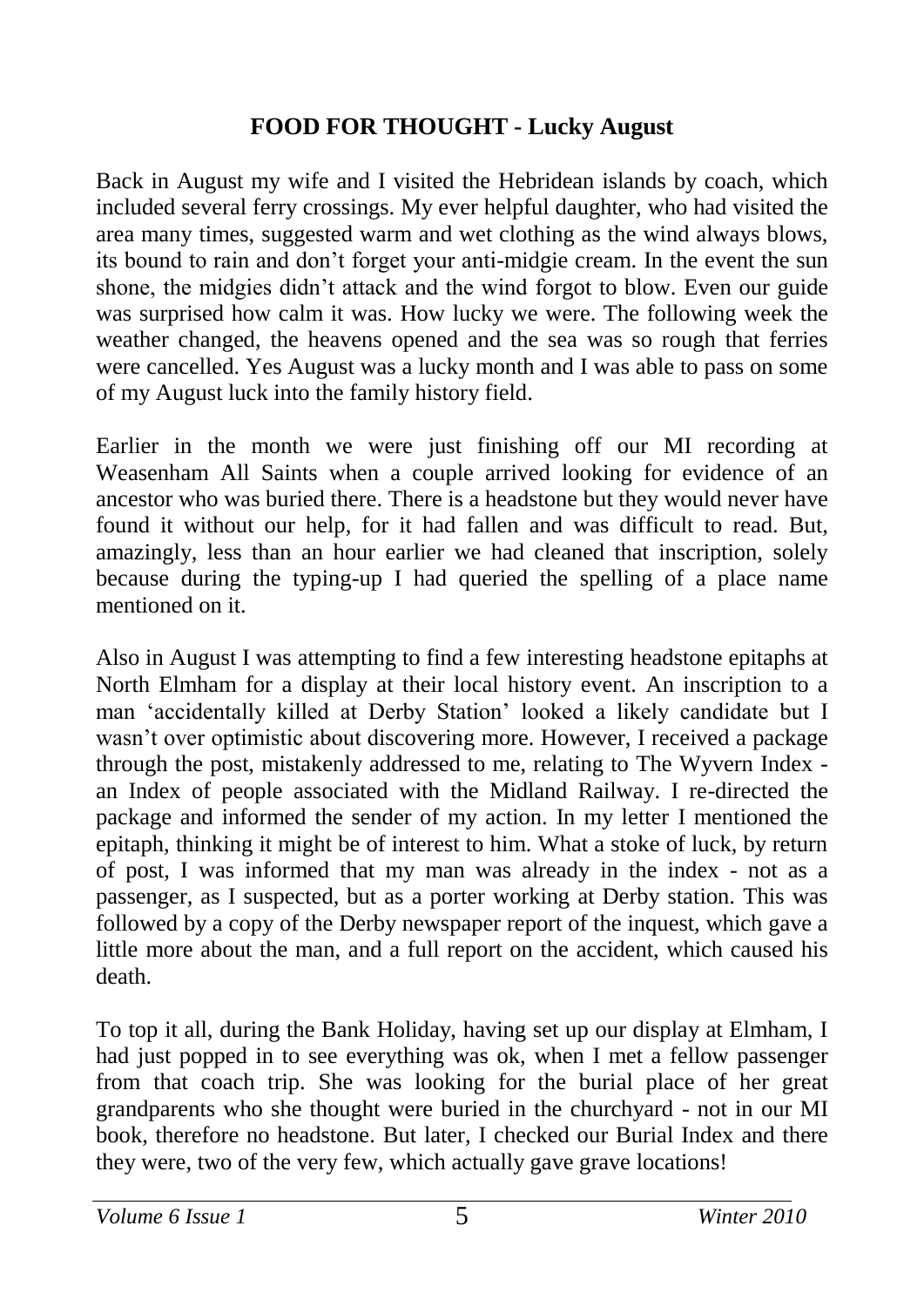## FOOD FOR THOUGHT - Lucky August

Back in August my wife and I visited the Hebridean islands by coach, which included several ferry crossings. My ever helpful daughter, who had visited the area many times, suggested warm and wet clothing as the wind always blows, its bound to rain and don't forget your anti-midgie cream. In the event the sun shone, the midgies didn't attack and the wind forgot to blow. Even our guide was surprised how calm it was. How lucky we were. The following week the weather changed, the heavens opened and the sea was so rough that ferries were cancelled. Yes August was a lucky month and I was able to pass on some of my August luck into the family history field.

Earlier in the month we were just finishing off our MI recording at Weasenham All Saints when a couple arrived looking for evidence of an ancestor who was buried there. There is a headstone but they would never have found it without our help, for it had fallen and was difficult to read. But, amazingly, less than an hour earlier we had cleaned that inscription, solely because during the typing-up I had queried the spelling of a place name mentioned on it.

Also in August I was attempting to find a few interesting headstone epitaphs at North Elmham for a display at their local history event. An inscription to a man 'accidentally killed at Derby Station' looked a likely candidate but I wasn't over optimistic about discovering more. However, I received a package through the post, mistakenly addressed to me, relating to The Wyvern Index - an Index of people associated with the Midland Railway. I re-directed the package and informed the sender of my action. In my letter I mentioned the epitaph, thinking it might be of interest to him. What a stoke of luck, by return of post, I was informed that my man was already in the index - not as a passenger, as I suspected, but as a porter working at Derby station. This was followed by a copy of the Derby newspaper report of the inquest, which gave a little more about the man, and a full report on the accident, which caused his death.

To top it all, during the Bank Holiday, having set up our display at Elmham, I had just popped in to see everything was ok, when I met a fellow passenger from that coach trip. She was looking for the burial place of her great grandparents who she thought were buried in the churchyard - not in our MI book, therefore no headstone. But later, I checked our Burial Index and there they were, two of the very few, which actually gave grave locations!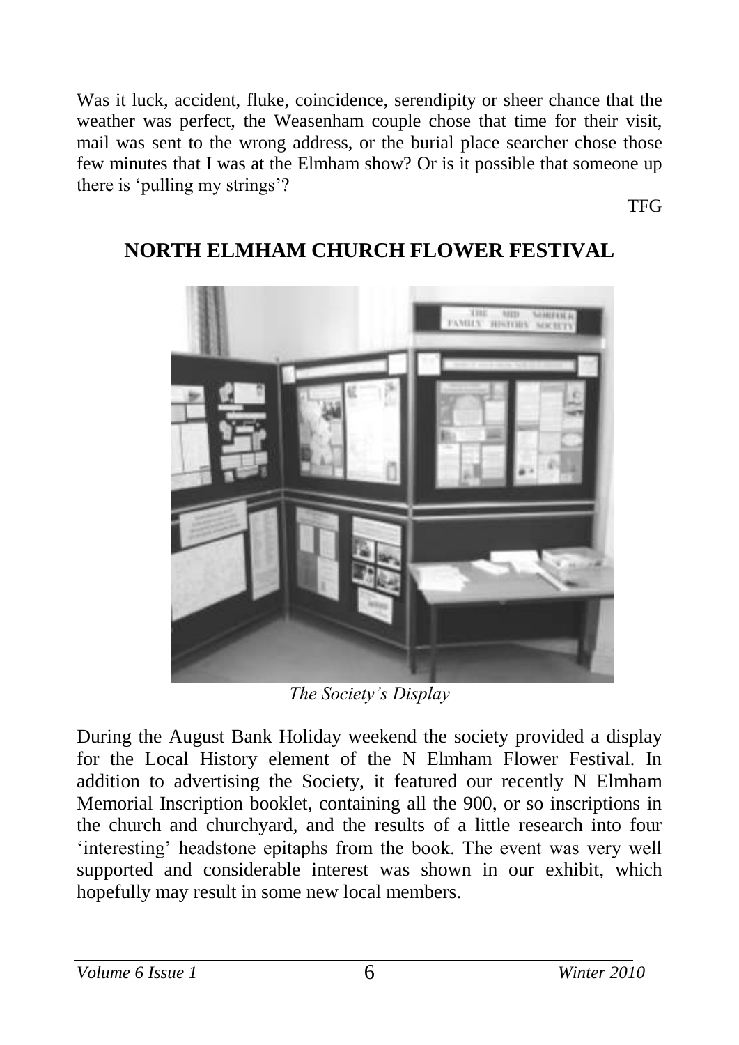Was it luck, accident, fluke, coincidence, serendipity or sheer chance that the weather was perfect, the Weasenham couple chose that time for their visit, mail was sent to the wrong address, or the burial place searcher chose those few minutes that I was at the Elmham show? Or is it possible that someone up there is 'pulling my strings'?

TFG

## NORTH ELMHAM CHURCH FLOWER FESTIVAL

*The Society's Display*

During the August Bank Holiday weekend the society provided a display for the Local History element of the N Elmham Flower Festival. In addition to advertising the Society, it featured our recently N Elmham Memorial Inscription booklet, containing all the 900, or so inscriptions in the church and churchyard, and the results of a little research into four 'interesting' headstone epitaphs from the book. The event was very well supported and considerable interest was shown in our exhibit, which hopefully may result in some new local members.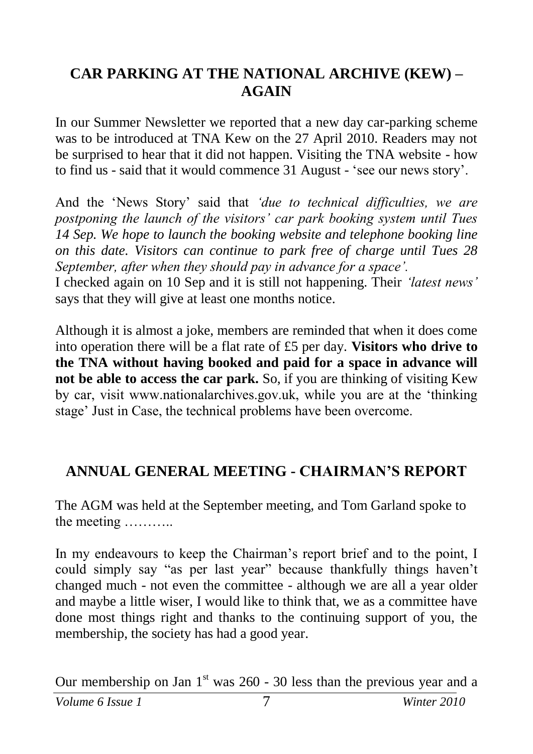## CAR PARKING AT THE NATIONAL ARCHIVE (KEW) – AGAIN

In our Summer Newsletter we reported that a new day car-parking scheme was to be introduced at TNA Kew on the 27 April 2010. Readers may not be surprised to hear that it did not happen. Visiting the TNA website - how to find us - said that it would commence 31 August - 'see our news story'.

And the 'News Story' said that *'due to technical difficulties, we are postponing the launch of the visitors' car park booking system until Tues 14 Sep. We hope to launch the booking website and telephone booking line on this date. Visitors can continue to park free of charge until Tues 28 September, after when they should pay in advance for a space'.*
I checked again on 10 Sep and it is still not happening. Their *'latest news'* says that they will give at least one months notice.

Although it is almost a joke, members are reminded that when it does come into operation there will be a flat rate of £5 per day. **Visitors who drive to the TNA without having booked and paid for a space in advance will not be able to access the car park.** So, if you are thinking of visiting Kew by car, visit www.nationalarchives.gov.uk, while you are at the 'thinking stage' Just in Case, the technical problems have been overcome.

## ANNUAL GENERAL MEETING - CHAIRMAN'S REPORT

The AGM was held at the September meeting, and Tom Garland spoke to the meeting ………..

In my endeavours to keep the Chairman's report brief and to the point, I could simply say "as per last year" because thankfully things haven't changed much - not even the committee - although we are all a year older and maybe a little wiser, I would like to think that, we as a committee have done most things right and thanks to the continuing support of you, the membership, the society has had a good year.

Our membership on Jan 1st was 260 - 30 less than the previous year and a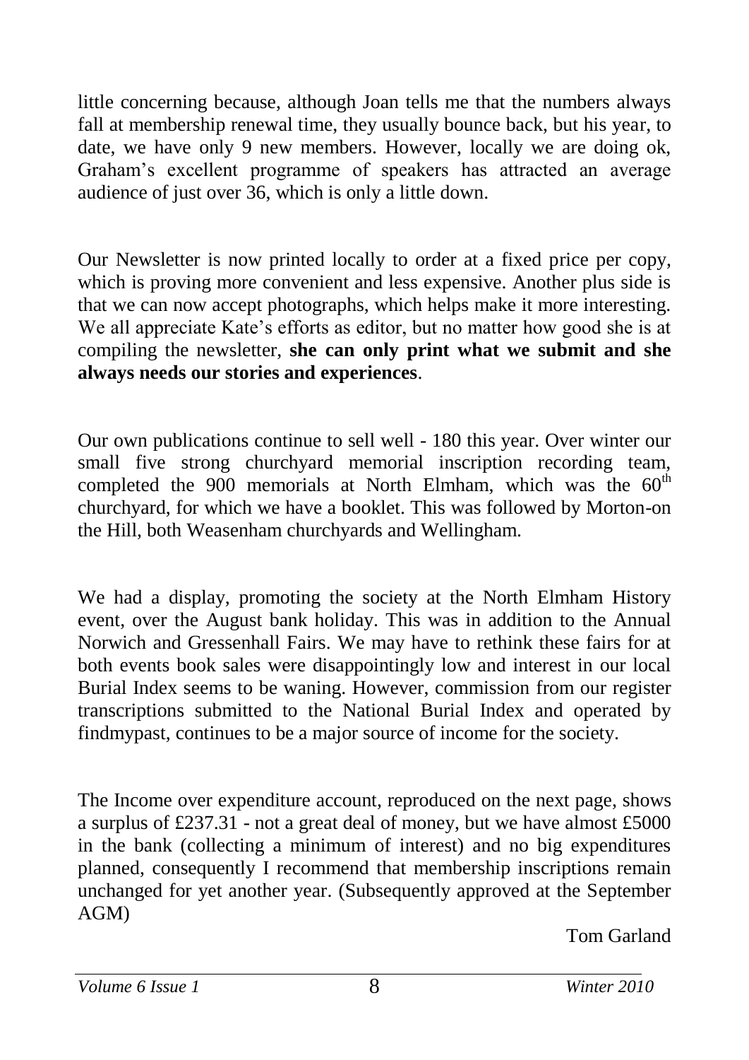little concerning because, although Joan tells me that the numbers always fall at membership renewal time, they usually bounce back, but his year, to date, we have only 9 new members. However, locally we are doing ok, Graham's excellent programme of speakers has attracted an average audience of just over 36, which is only a little down.

Our Newsletter is now printed locally to order at a fixed price per copy, which is proving more convenient and less expensive. Another plus side is that we can now accept photographs, which helps make it more interesting. We all appreciate Kate's efforts as editor, but no matter how good she is at compiling the newsletter, **she can only print what we submit and she always needs our stories and experiences**.

Our own publications continue to sell well - 180 this year. Over winter our small five strong churchyard memorial inscription recording team, completed the 900 memorials at North Elmham, which was the 60th churchyard, for which we have a booklet. This was followed by Morton-on the Hill, both Weasenham churchyards and Wellingham.

We had a display, promoting the society at the North Elmham History event, over the August bank holiday. This was in addition to the Annual Norwich and Gressenhall Fairs. We may have to rethink these fairs for at both events book sales were disappointingly low and interest in our local Burial Index seems to be waning. However, commission from our register transcriptions submitted to the National Burial Index and operated by findmypast, continues to be a major source of income for the society.

The Income over expenditure account, reproduced on the next page, shows a surplus of £237.31 - not a great deal of money, but we have almost £5000 in the bank (collecting a minimum of interest) and no big expenditures planned, consequently I recommend that membership inscriptions remain unchanged for yet another year. (Subsequently approved at the September AGM)

Tom Garland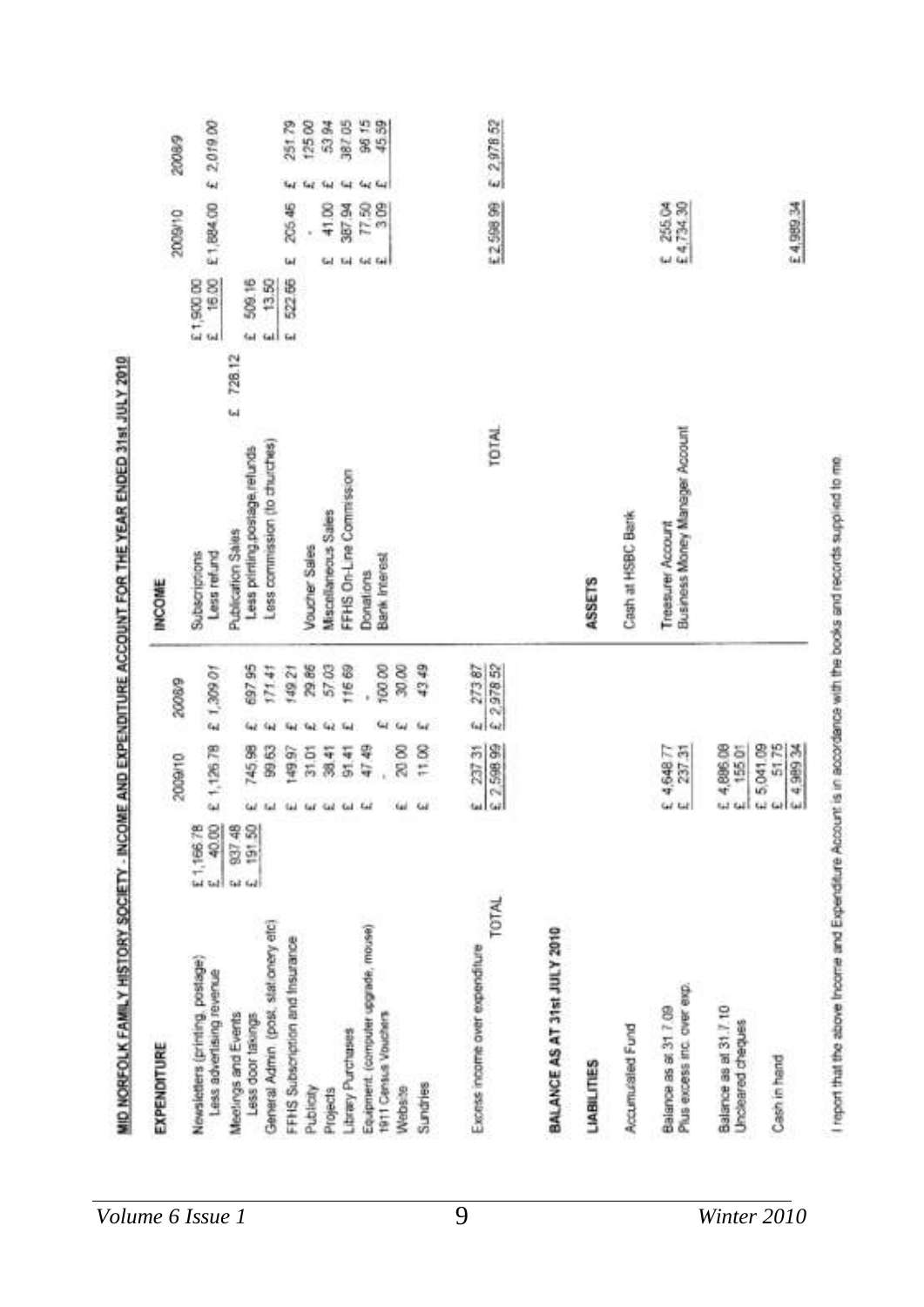## MID NORFOLK FAMILY HISTORY SOCIETY - INCOME AND EXPENDITURE ACCOUNT FOR THE YEAR ENDED 31st JULY 2010

| EXPENDITURE | | 2009/10 | 2008/9 |
|---|---|---|---|
| Newsletters (printing, postage) | £ 1,166.78 | | |
| Less advertising revenue | £ 40.00 | £ 1,126.78 | £ 1,309.01 |
| Meetings and Events | £ 937.48 | | |
| Less door takings | £ 191.50 | £ 745.98 | £ 697.95 |
| General Admin. (post, stationery etc) | | £ 99.63 | £ 171.41 |
| FFHS Subscription and Insurance | | £ 149.97 | £ 149.21 |
| Publicity | | £ 31.01 | £ 29.86 |
| Projects | | £ 38.41 | £ 57.03 |
| Library Purchases | | £ 91.41 | £ 116.69 |
| Equipment (computer upgrade, mouse) | | £ 47.49 | - |
| 1911 Census Vouchers | | - | £ 100.00 |
| Website | | £ 20.00 | £ 30.00 |
| Sundries | | £ 11.00 | £ 43.49 |
| Excess income over expenditure | | £ 237.31 | £ 273.87 |
| TOTAL | | £ 2,598.99 | £ 2,978.52 |

| INCOME | | | 2009/10 | 2008/9 |
|---|---|---|---|---|
| Subscriptions | | £ 1,900.00 | | |
| Less refund | | £ 16.00 | £ 1,884.00 | £ 2,019.00 |
| Publication Sales | £ 728.12 | | | |
| Less printing, postage, refunds | | £ 509.16 | | |
| Less commission (to churches) | | £ 13.50 | | |
| | | £ 522.66 | £ 205.46 | £ 251.79 |
| Voucher Sales | | | - | £ 125.00 |
| Miscellaneous Sales | | | £ 41.00 | £ 53.94 |
| FFHS On-Line Commission | | | £ 387.94 | £ 387.05 |
| Donations | | | £ 77.50 | £ 96.15 |
| Bank Interest | | | £ 3.09 | £ 45.59 |
| TOTAL | | | £ 2,598.99 | £ 2,978.52 |

## BALANCE AS AT 31st JULY 2010

| LIABILITIES | |
|---|---|
| Accumulated Fund | |
| Balance as at 31.7.09 | £ 4,648.77 |
| Plus excess inc. over exp. | £ 237.31 |
| Balance as at 31.7.10 | £ 4,886.08 |
| Uncleared cheques | £ 155.01 |
| | £ 5,041.09 |
| Cash in hand | £ 51.75 |
| | £ 4,989.34 |

| ASSETS | |
|---|---|
| Cash at HSBC Bank | |
| Treasurer Account | £ 255.04 |
| Business Money Manager Account | £ 4,734.30 |
| | £ 4,989.34 |

I report that the above Income and Expenditure Account is in accordance with the books and records supplied to me.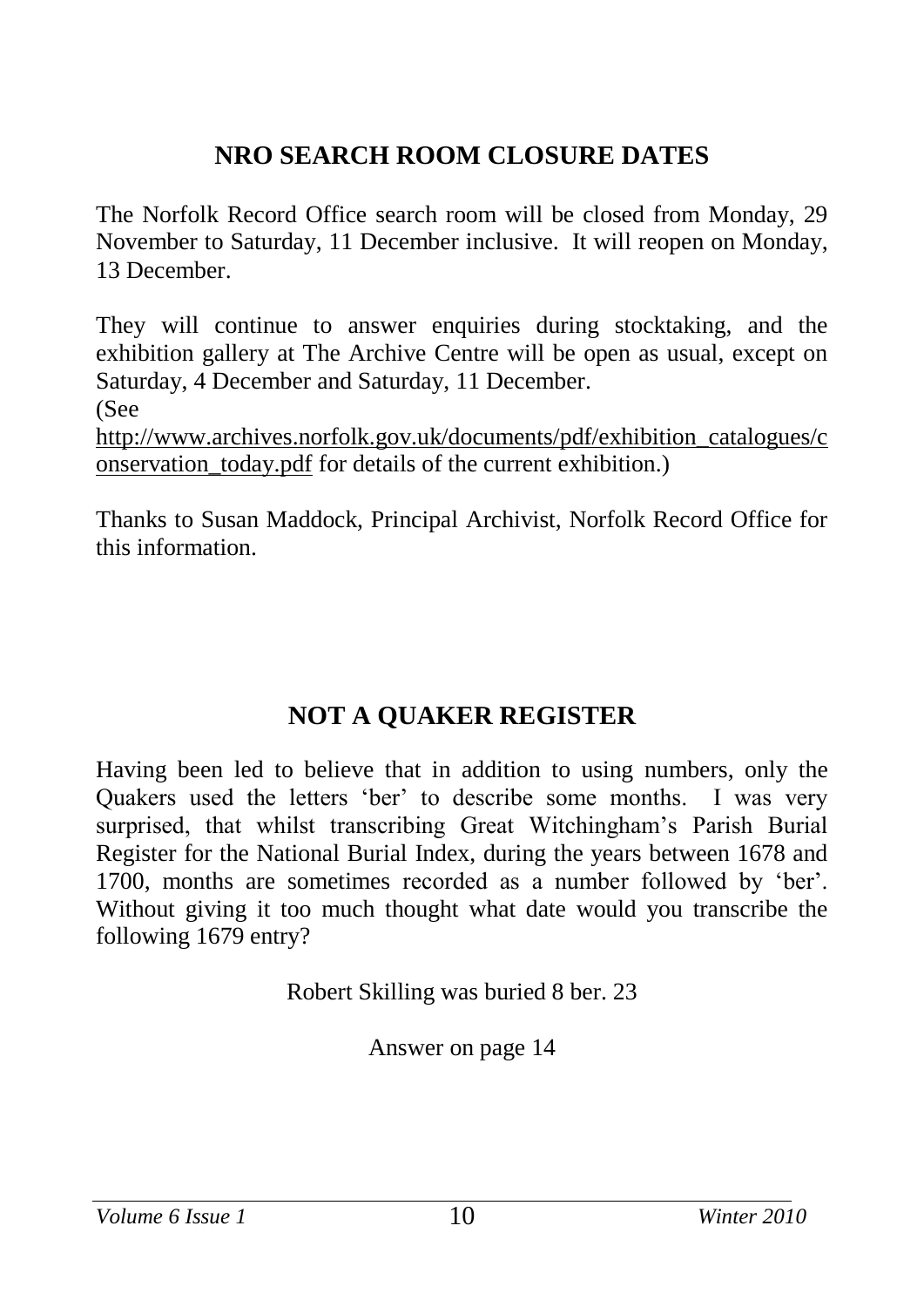## NRO SEARCH ROOM CLOSURE DATES

The Norfolk Record Office search room will be closed from Monday, 29 November to Saturday, 11 December inclusive. It will reopen on Monday, 13 December.

They will continue to answer enquiries during stocktaking, and the exhibition gallery at The Archive Centre will be open as usual, except on Saturday, 4 December and Saturday, 11 December.
(See http://www.archives.norfolk.gov.uk/documents/pdf/exhibition_catalogues/conservation_today.pdf for details of the current exhibition.)

Thanks to Susan Maddock, Principal Archivist, Norfolk Record Office for this information.

## NOT A QUAKER REGISTER

Having been led to believe that in addition to using numbers, only the Quakers used the letters 'ber' to describe some months. I was very surprised, that whilst transcribing Great Witchingham's Parish Burial Register for the National Burial Index, during the years between 1678 and 1700, months are sometimes recorded as a number followed by 'ber'. Without giving it too much thought what date would you transcribe the following 1679 entry?

Robert Skilling was buried 8 ber. 23

Answer on page 14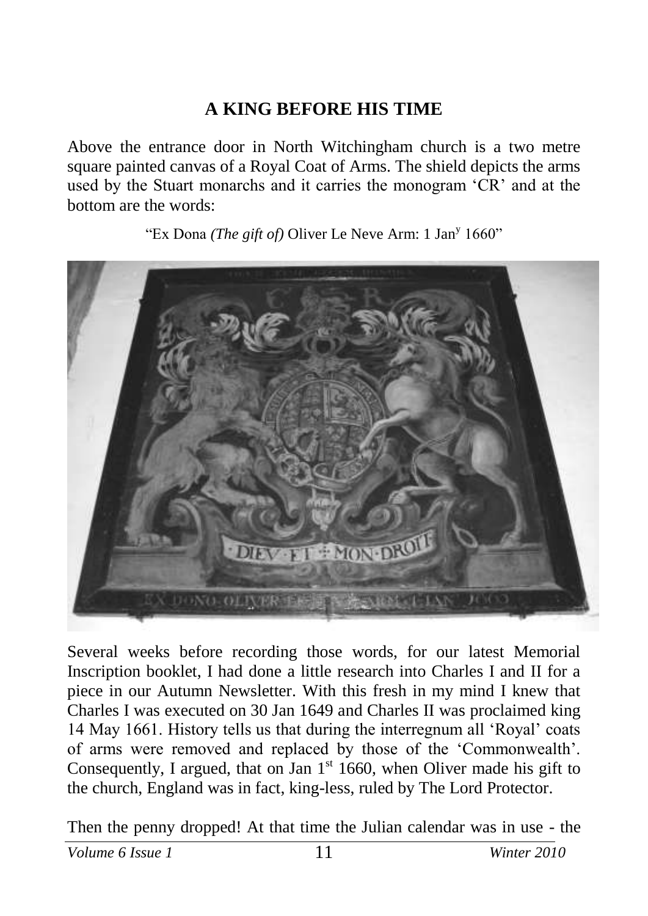## A KING BEFORE HIS TIME

Above the entrance door in North Witchingham church is a two metre square painted canvas of a Royal Coat of Arms. The shield depicts the arms used by the Stuart monarchs and it carries the monogram 'CR' and at the bottom are the words:

"Ex Dona *(The gift of)* Oliver Le Neve Arm: 1 Jan$^{y}$ 1660"

Several weeks before recording those words, for our latest Memorial Inscription booklet, I had done a little research into Charles I and II for a piece in our Autumn Newsletter. With this fresh in my mind I knew that Charles I was executed on 30 Jan 1649 and Charles II was proclaimed king 14 May 1661. History tells us that during the interregnum all 'Royal' coats of arms were removed and replaced by those of the 'Commonwealth'. Consequently, I argued, that on Jan 1$^{st}$ 1660, when Oliver made his gift to the church, England was in fact, king-less, ruled by The Lord Protector.

Then the penny dropped! At that time the Julian calendar was in use - the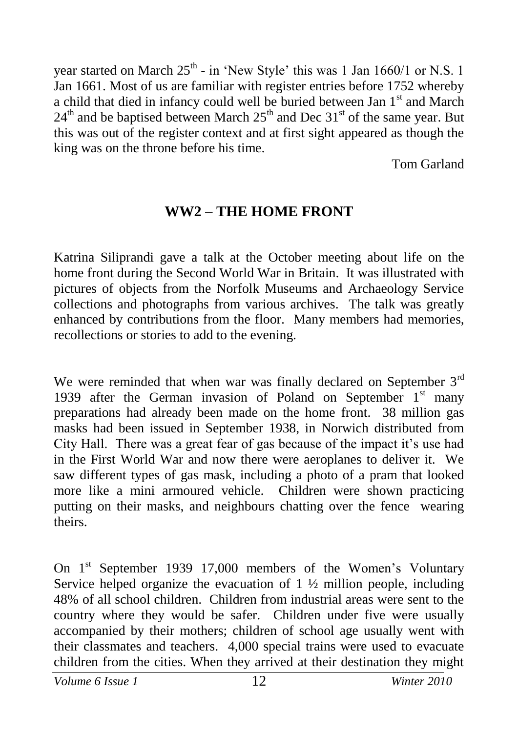year started on March 25th - in 'New Style' this was 1 Jan 1660/1 or N.S. 1 Jan 1661. Most of us are familiar with register entries before 1752 whereby a child that died in infancy could well be buried between Jan 1st and March 24th and be baptised between March 25th and Dec 31st of the same year. But this was out of the register context and at first sight appeared as though the king was on the throne before his time.

Tom Garland

## WW2 – THE HOME FRONT

Katrina Siliprandi gave a talk at the October meeting about life on the home front during the Second World War in Britain. It was illustrated with pictures of objects from the Norfolk Museums and Archaeology Service collections and photographs from various archives. The talk was greatly enhanced by contributions from the floor. Many members had memories, recollections or stories to add to the evening.

We were reminded that when war was finally declared on September 3rd 1939 after the German invasion of Poland on September 1st many preparations had already been made on the home front. 38 million gas masks had been issued in September 1938, in Norwich distributed from City Hall. There was a great fear of gas because of the impact it's use had in the First World War and now there were aeroplanes to deliver it. We saw different types of gas mask, including a photo of a pram that looked more like a mini armoured vehicle. Children were shown practicing putting on their masks, and neighbours chatting over the fence wearing theirs.

On 1st September 1939 17,000 members of the Women's Voluntary Service helped organize the evacuation of 1 ½ million people, including 48% of all school children. Children from industrial areas were sent to the country where they would be safer. Children under five were usually accompanied by their mothers; children of school age usually went with their classmates and teachers. 4,000 special trains were used to evacuate children from the cities. When they arrived at their destination they might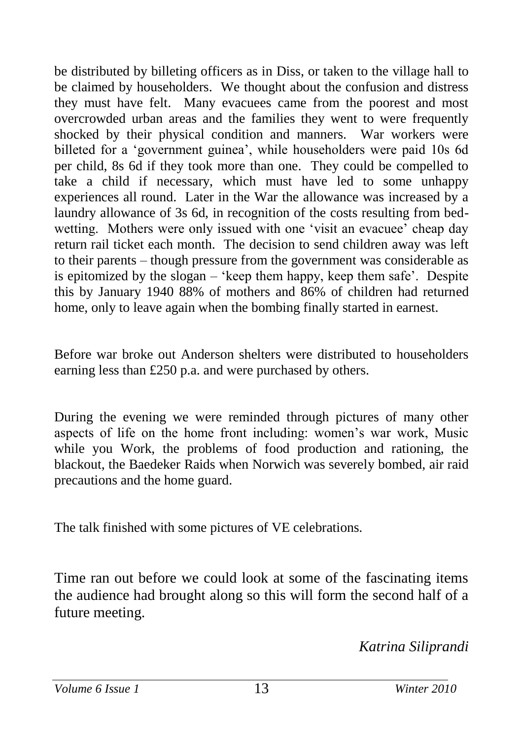be distributed by billeting officers as in Diss, or taken to the village hall to be claimed by householders. We thought about the confusion and distress they must have felt. Many evacuees came from the poorest and most overcrowded urban areas and the families they went to were frequently shocked by their physical condition and manners. War workers were billeted for a 'government guinea', while householders were paid 10s 6d per child, 8s 6d if they took more than one. They could be compelled to take a child if necessary, which must have led to some unhappy experiences all round. Later in the War the allowance was increased by a laundry allowance of 3s 6d, in recognition of the costs resulting from bed-wetting. Mothers were only issued with one 'visit an evacuee' cheap day return rail ticket each month. The decision to send children away was left to their parents – though pressure from the government was considerable as is epitomized by the slogan – 'keep them happy, keep them safe'. Despite this by January 1940 88% of mothers and 86% of children had returned home, only to leave again when the bombing finally started in earnest.

Before war broke out Anderson shelters were distributed to householders earning less than £250 p.a. and were purchased by others.

During the evening we were reminded through pictures of many other aspects of life on the home front including: women's war work, Music while you Work, the problems of food production and rationing, the blackout, the Baedeker Raids when Norwich was severely bombed, air raid precautions and the home guard.

The talk finished with some pictures of VE celebrations.

Time ran out before we could look at some of the fascinating items the audience had brought along so this will form the second half of a future meeting.

*Katrina Siliprandi*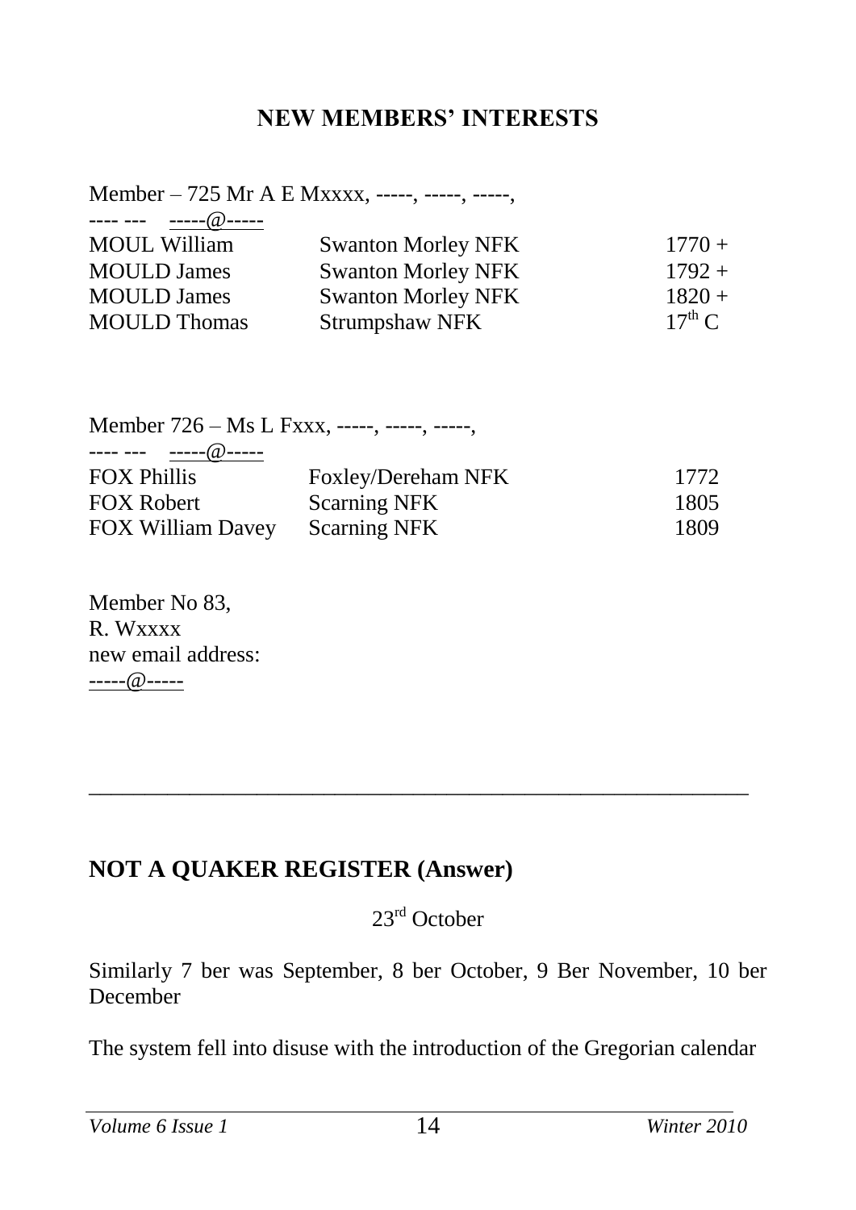## NEW MEMBERS' INTERESTS

Member – 725 Mr A E Mxxxx, -----, -----, -----,
---- --- -----@-----

| | | |
|---|---|---|
| MOUL William | Swanton Morley NFK | 1770 + |
| MOULD James | Swanton Morley NFK | 1792 + |
| MOULD James | Swanton Morley NFK | 1820 + |
| MOULD Thomas | Strumpshaw NFK | 17th C |

Member 726 – Ms L Fxxx, -----, -----, -----,
---- --- -----@-----

| | | |
|---|---|---|
| FOX Phillis | Foxley/Dereham NFK | 1772 |
| FOX Robert | Scarning NFK | 1805 |
| FOX William Davey | Scarning NFK | 1809 |

Member No 83,
R. Wxxxx
new email address:
-----@-----

---

## NOT A QUAKER REGISTER (Answer)

23rd October

Similarly 7 ber was September, 8 ber October, 9 Ber November, 10 ber December

The system fell into disuse with the introduction of the Gregorian calendar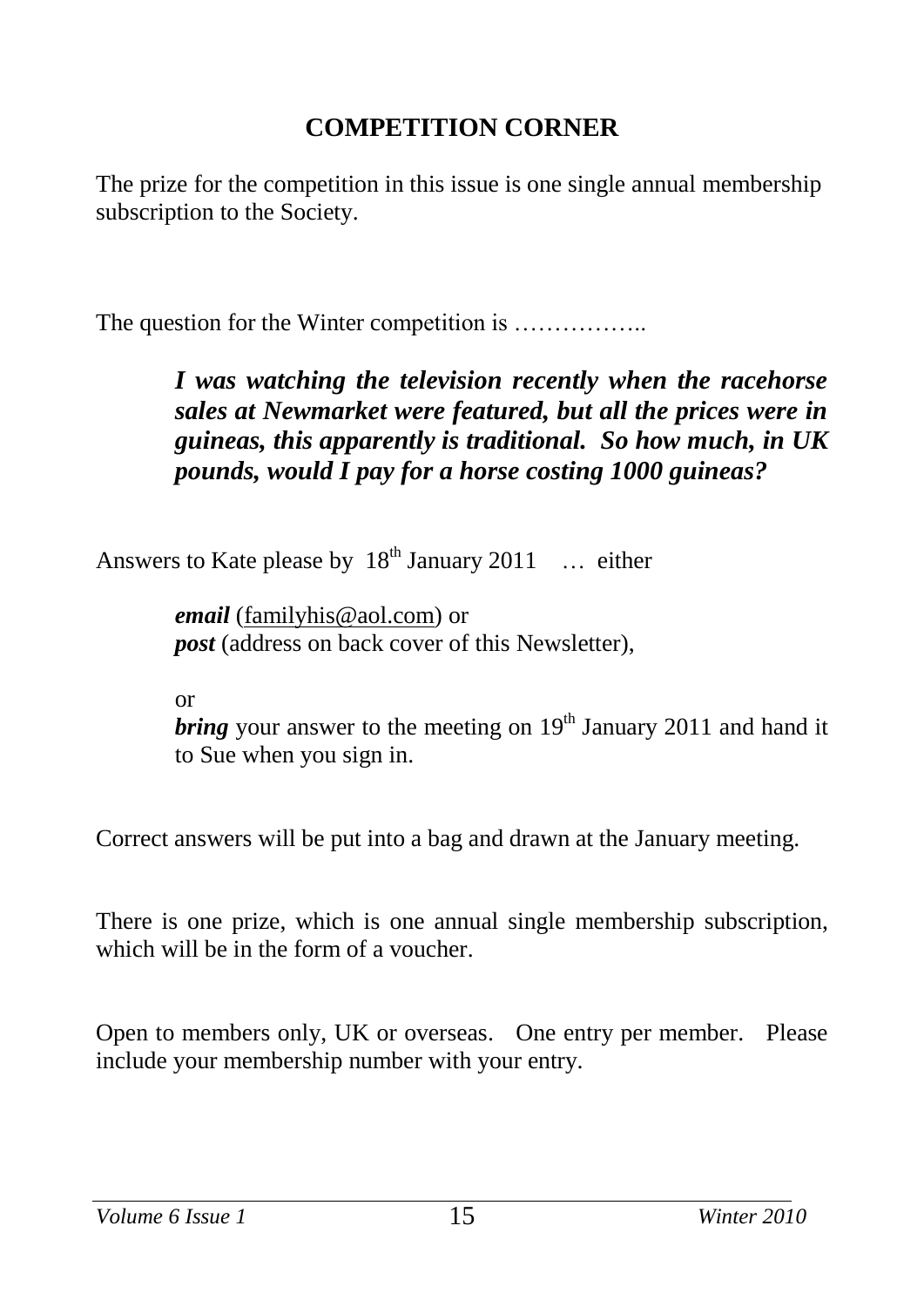## COMPETITION CORNER

The prize for the competition in this issue is one single annual membership subscription to the Society.

The question for the Winter competition is ……………..

> ***I was watching the television recently when the racehorse sales at Newmarket were featured, but all the prices were in guineas, this apparently is traditional. So how much, in UK pounds, would I pay for a horse costing 1000 guineas?***

Answers to Kate please by 18th January 2011 … either

> ***email*** (familyhis@aol.com) or
> ***post*** (address on back cover of this Newsletter),
>
> or
> ***bring*** your answer to the meeting on 19th January 2011 and hand it to Sue when you sign in.

Correct answers will be put into a bag and drawn at the January meeting.

There is one prize, which is one annual single membership subscription, which will be in the form of a voucher.

Open to members only, UK or overseas. One entry per member. Please include your membership number with your entry.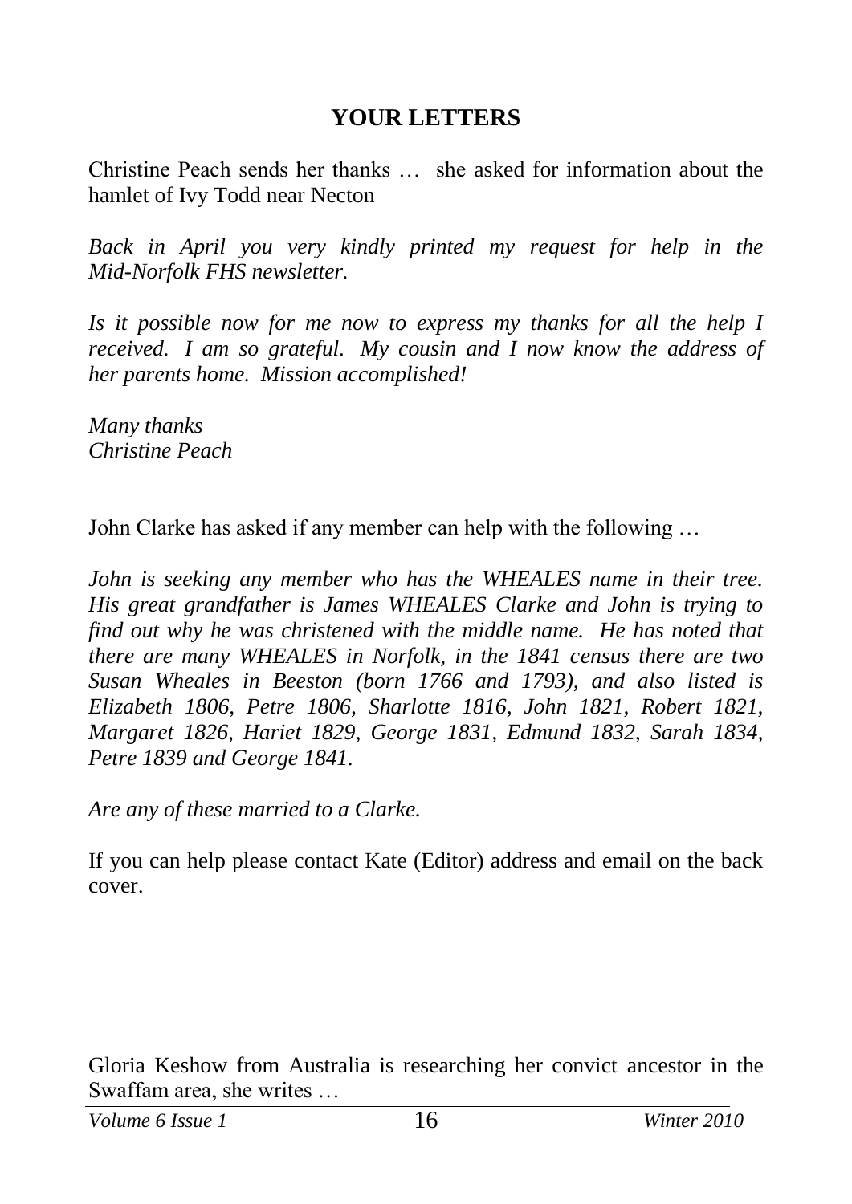## YOUR LETTERS

Christine Peach sends her thanks … she asked for information about the hamlet of Ivy Todd near Necton

*Back in April you very kindly printed my request for help in the Mid-Norfolk FHS newsletter.*

*Is it possible now for me now to express my thanks for all the help I received. I am so grateful. My cousin and I now know the address of her parents home. Mission accomplished!*

*Many thanks*
*Christine Peach*

John Clarke has asked if any member can help with the following …

*John is seeking any member who has the WHEALES name in their tree. His great grandfather is James WHEALES Clarke and John is trying to find out why he was christened with the middle name. He has noted that there are many WHEALES in Norfolk, in the 1841 census there are two Susan Wheales in Beeston (born 1766 and 1793), and also listed is Elizabeth 1806, Petre 1806, Sharlotte 1816, John 1821, Robert 1821, Margaret 1826, Hariet 1829, George 1831, Edmund 1832, Sarah 1834, Petre 1839 and George 1841.*

*Are any of these married to a Clarke.*

If you can help please contact Kate (Editor) address and email on the back cover.

Gloria Keshow from Australia is researching her convict ancestor in the Swaffam area, she writes …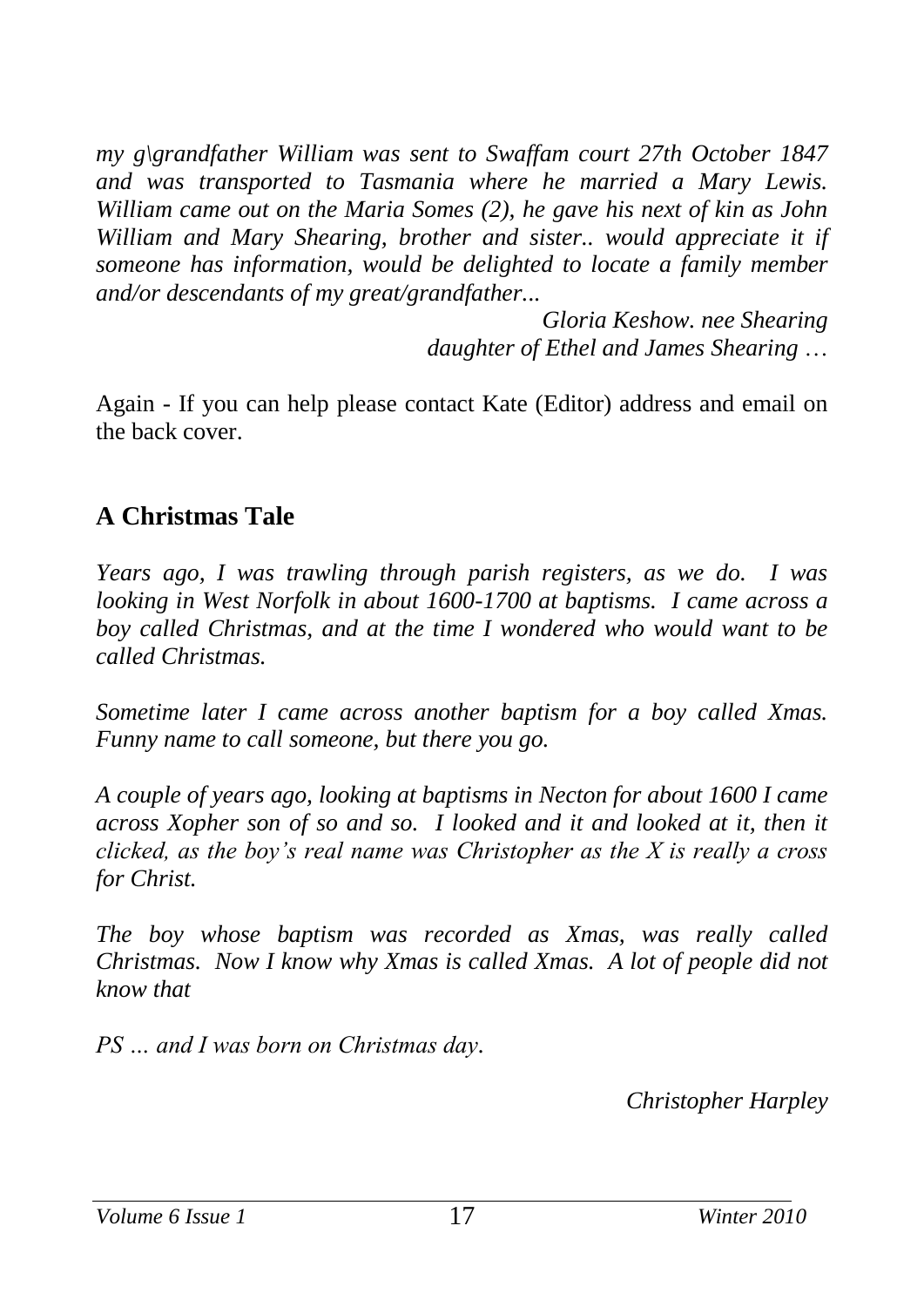*my g\grandfather William was sent to Swaffam court 27th October 1847 and was transported to Tasmania where he married a Mary Lewis. William came out on the Maria Somes (2), he gave his next of kin as John William and Mary Shearing, brother and sister.. would appreciate it if someone has information, would be delighted to locate a family member and/or descendants of my great/grandfather...*

*Gloria Keshow. nee Shearing*
*daughter of Ethel and James Shearing …*

Again - If you can help please contact Kate (Editor) address and email on the back cover.

## A Christmas Tale

*Years ago, I was trawling through parish registers, as we do. I was looking in West Norfolk in about 1600-1700 at baptisms. I came across a boy called Christmas, and at the time I wondered who would want to be called Christmas.*

*Sometime later I came across another baptism for a boy called Xmas. Funny name to call someone, but there you go.*

*A couple of years ago, looking at baptisms in Necton for about 1600 I came across Xopher son of so and so. I looked and it and looked at it, then it clicked, as the boy's real name was Christopher as the X is really a cross for Christ.*

*The boy whose baptism was recorded as Xmas, was really called Christmas. Now I know why Xmas is called Xmas. A lot of people did not know that*

*PS … and I was born on Christmas day.*

*Christopher Harpley*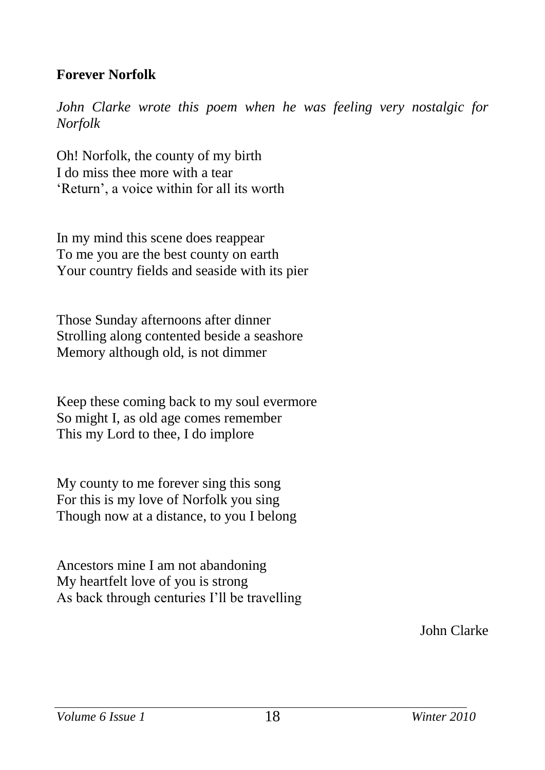**Forever Norfolk**

*John Clarke wrote this poem when he was feeling very nostalgic for Norfolk*

Oh! Norfolk, the county of my birth  
I do miss thee more with a tear  
'Return', a voice within for all its worth

In my mind this scene does reappear  
To me you are the best county on earth  
Your country fields and seaside with its pier

Those Sunday afternoons after dinner  
Strolling along contented beside a seashore  
Memory although old, is not dimmer

Keep these coming back to my soul evermore  
So might I, as old age comes remember  
This my Lord to thee, I do implore

My county to me forever sing this song  
For this is my love of Norfolk you sing  
Though now at a distance, to you I belong

Ancestors mine I am not abandoning  
My heartfelt love of you is strong  
As back through centuries I'll be travelling

John Clarke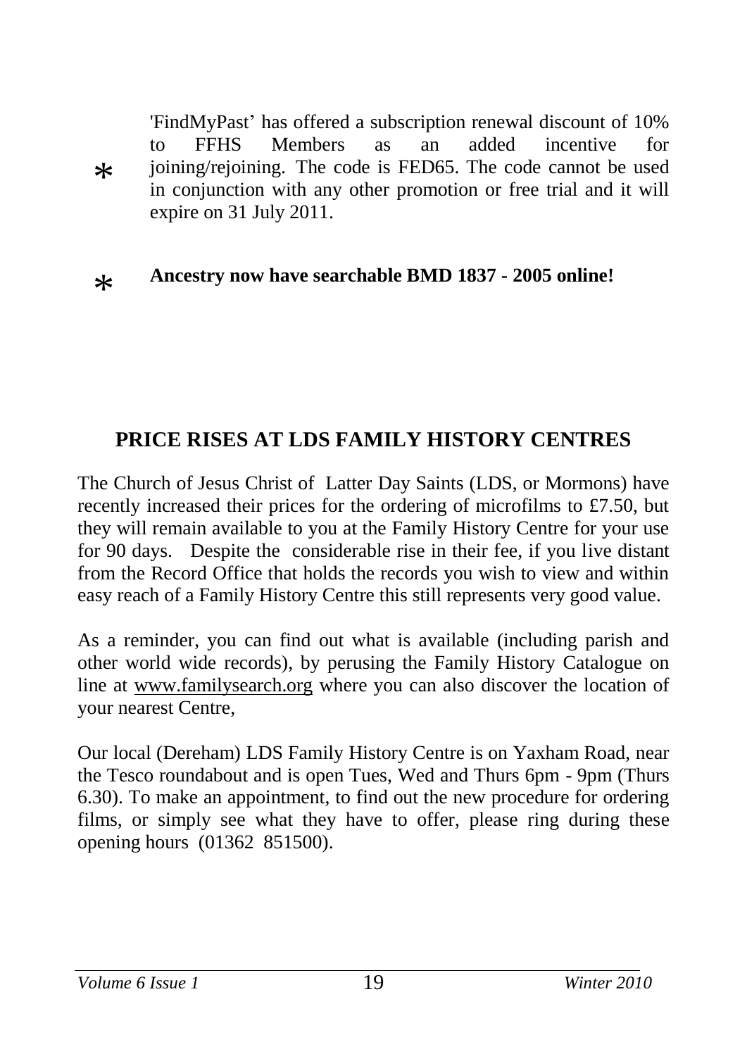* 'FindMyPast' has offered a subscription renewal discount of 10% to FFHS Members as an added incentive for joining/rejoining. The code is FED65. The code cannot be used in conjunction with any other promotion or free trial and it will expire on 31 July 2011.

* **Ancestry now have searchable BMD 1837 - 2005 online!**

## PRICE RISES AT LDS FAMILY HISTORY CENTRES

The Church of Jesus Christ of Latter Day Saints (LDS, or Mormons) have recently increased their prices for the ordering of microfilms to £7.50, but they will remain available to you at the Family History Centre for your use for 90 days. Despite the considerable rise in their fee, if you live distant from the Record Office that holds the records you wish to view and within easy reach of a Family History Centre this still represents very good value.

As a reminder, you can find out what is available (including parish and other world wide records), by perusing the Family History Catalogue on line at www.familysearch.org where you can also discover the location of your nearest Centre,

Our local (Dereham) LDS Family History Centre is on Yaxham Road, near the Tesco roundabout and is open Tues, Wed and Thurs 6pm - 9pm (Thurs 6.30). To make an appointment, to find out the new procedure for ordering films, or simply see what they have to offer, please ring during these opening hours (01362 851500).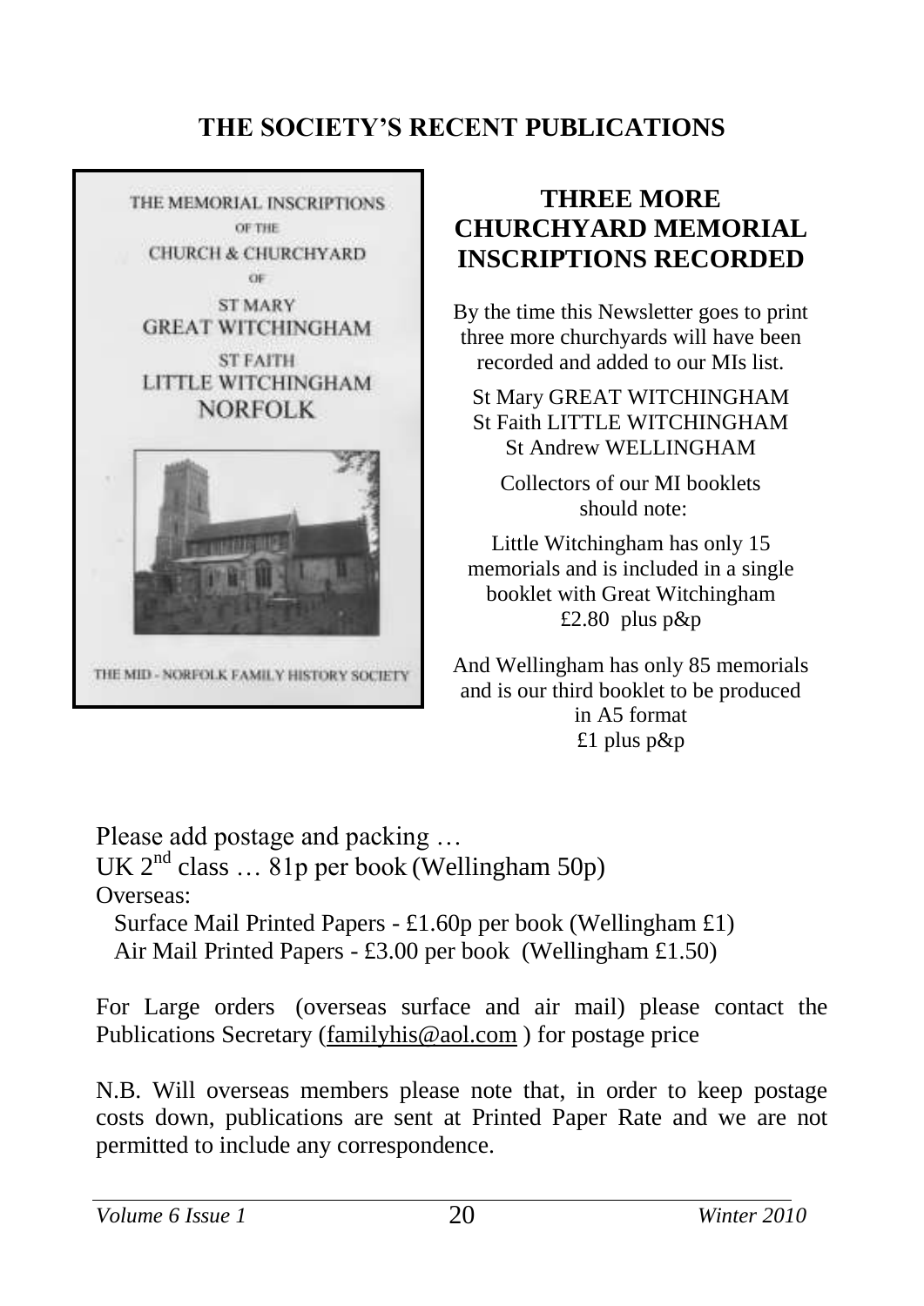# THE SOCIETY'S RECENT PUBLICATIONS

THE MEMORIAL INSCRIPTIONS OF THE CHURCH & CHURCHYARD OF ST MARY GREAT WITCHINGHAM ST FAITH LITTLE WITCHINGHAM NORFOLK

THE MID - NORFOLK FAMILY HISTORY SOCIETY

## THREE MORE CHURCHYARD MEMORIAL INSCRIPTIONS RECORDED

By the time this Newsletter goes to print three more churchyards will have been recorded and added to our MIs list.

St Mary GREAT WITCHINGHAM
St Faith LITTLE WITCHINGHAM
St Andrew WELLINGHAM

Collectors of our MI booklets should note:

Little Witchingham has only 15 memorials and is included in a single booklet with Great Witchingham
£2.80 plus p&p

And Wellingham has only 85 memorials and is our third booklet to be produced in A5 format
£1 plus p&p

Please add postage and packing …
UK 2nd class … 81p per book (Wellingham 50p)
Overseas:
Surface Mail Printed Papers - £1.60p per book (Wellingham £1)
Air Mail Printed Papers - £3.00 per book (Wellingham £1.50)

For Large orders (overseas surface and air mail) please contact the Publications Secretary (familyhis@aol.com ) for postage price

N.B. Will overseas members please note that, in order to keep postage costs down, publications are sent at Printed Paper Rate and we are not permitted to include any correspondence.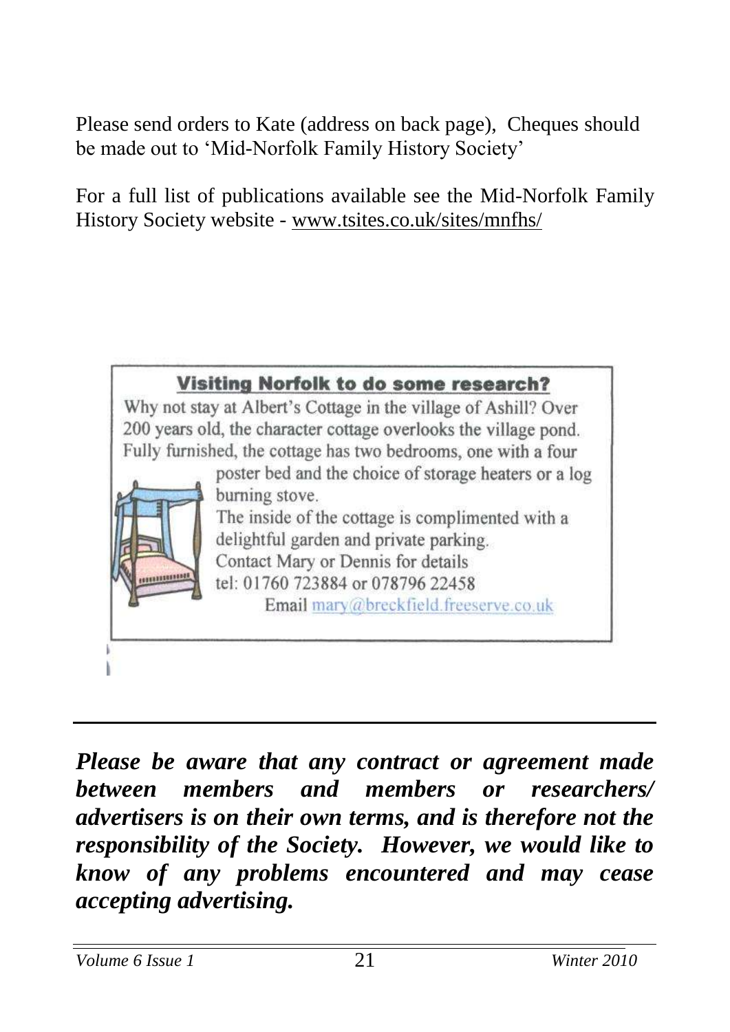Please send orders to Kate (address on back page), Cheques should be made out to 'Mid-Norfolk Family History Society'

For a full list of publications available see the Mid-Norfolk Family History Society website - www.tsites.co.uk/sites/mnfhs/

**Visiting Norfolk to do some research?**

Why not stay at Albert's Cottage in the village of Ashill? Over 200 years old, the character cottage overlooks the village pond. Fully furnished, the cottage has two bedrooms, one with a four poster bed and the choice of storage heaters or a log burning stove.

The inside of the cottage is complimented with a delightful garden and private parking.

Contact Mary or Dennis for details

tel: 01760 723884 or 078796 22458

Email mary@breckfield.freeserve.co.uk

---

***Please be aware that any contract or agreement made between members and members or researchers/ advertisers is on their own terms, and is therefore not the responsibility of the Society. However, we would like to know of any problems encountered and may cease accepting advertising.***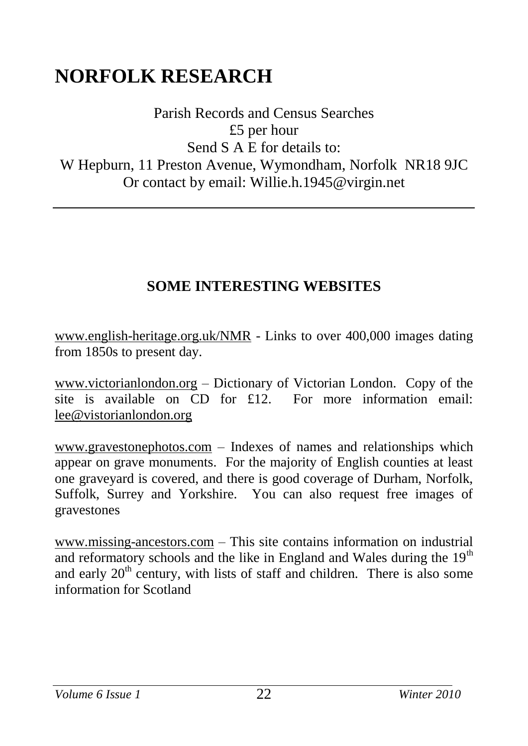# NORFOLK RESEARCH

Parish Records and Census Searches
£5 per hour
Send S A E for details to:
W Hepburn, 11 Preston Avenue, Wymondham, Norfolk NR18 9JC
Or contact by email: Willie.h.1945@virgin.net

---

## SOME INTERESTING WEBSITES

www.english-heritage.org.uk/NMR - Links to over 400,000 images dating from 1850s to present day.

www.victorianlondon.org – Dictionary of Victorian London. Copy of the site is available on CD for £12. For more information email: lee@vistorianlondon.org

www.gravestonephotos.com – Indexes of names and relationships which appear on grave monuments. For the majority of English counties at least one graveyard is covered, and there is good coverage of Durham, Norfolk, Suffolk, Surrey and Yorkshire. You can also request free images of gravestones

www.missing-ancestors.com – This site contains information on industrial and reformatory schools and the like in England and Wales during the 19th and early 20th century, with lists of staff and children. There is also some information for Scotland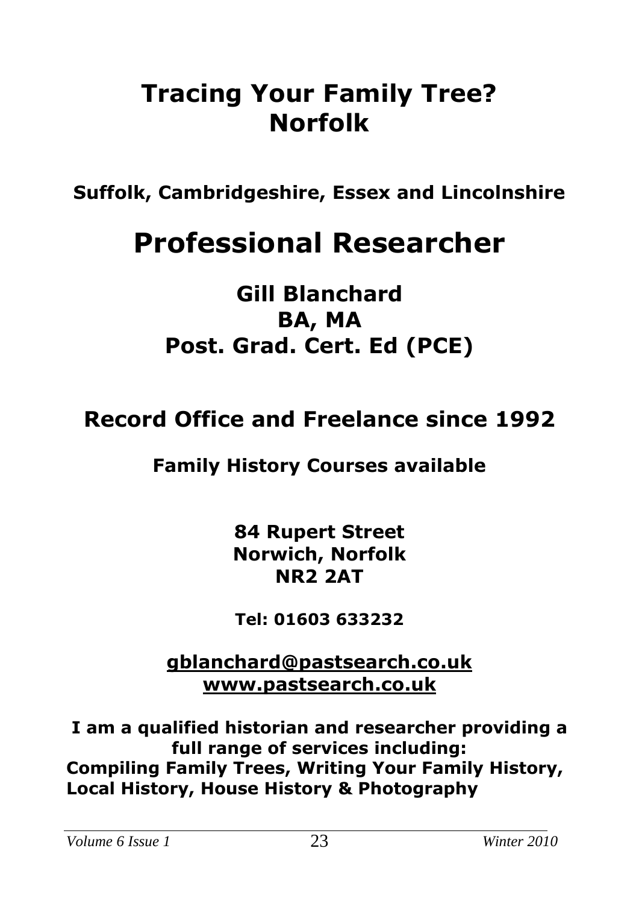# Tracing Your Family Tree? Norfolk

**Suffolk, Cambridgeshire, Essex and Lincolnshire**

# Professional Researcher

## Gill Blanchard
## BA, MA
## Post. Grad. Cert. Ed (PCE)

## Record Office and Freelance since 1992

**Family History Courses available**

**84 Rupert Street**
**Norwich, Norfolk**
**NR2 2AT**

**Tel: 01603 633232**

**gblanchard@pastsearch.co.uk**
**www.pastsearch.co.uk**

**I am a qualified historian and researcher providing a full range of services including:**
**Compiling Family Trees, Writing Your Family History, Local History, House History & Photography**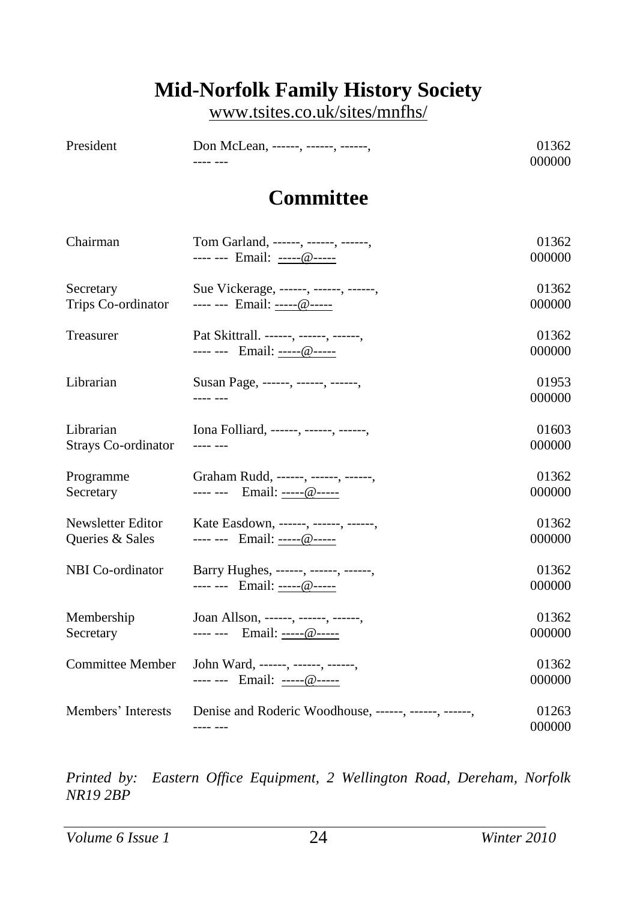# Mid-Norfolk Family History Society

www.tsites.co.uk/sites/mnfhs/

| | | |
|---|---|---|
| President | Don McLean, ------, ------, ------, ---- --- | 01362 000000 |

## Committee

| | | |
|---|---|---|
| Chairman | Tom Garland, ------, ------, ------, ---- --- Email: -----@----- | 01362 000000 |
| Secretary Trips Co-ordinator | Sue Vickerage, ------, ------, ------, ---- --- Email: -----@----- | 01362 000000 |
| Treasurer | Pat Skittrall. ------, ------, ------, ---- --- Email: -----@----- | 01362 000000 |
| Librarian | Susan Page, ------, ------, ------, ---- --- | 01953 000000 |
| Librarian Strays Co-ordinator | Iona Folliard, ------, ------, ------, ---- --- | 01603 000000 |
| Programme Secretary | Graham Rudd, ------, ------, ------, ---- --- Email: -----@----- | 01362 000000 |
| Newsletter Editor Queries & Sales | Kate Easdown, ------, ------, ------, ---- --- Email: -----@----- | 01362 000000 |
| NBI Co-ordinator | Barry Hughes, ------, ------, ------, ---- --- Email: -----@----- | 01362 000000 |
| Membership Secretary | Joan Allson, ------, ------, ------, ---- --- Email: -----@----- | 01362 000000 |
| Committee Member | John Ward, ------, ------, ------, ---- --- Email: -----@----- | 01362 000000 |
| Members' Interests | Denise and Roderic Woodhouse, ------, ------, ------, ---- --- | 01263 000000 |

*Printed by: Eastern Office Equipment, 2 Wellington Road, Dereham, Norfolk NR19 2BP*